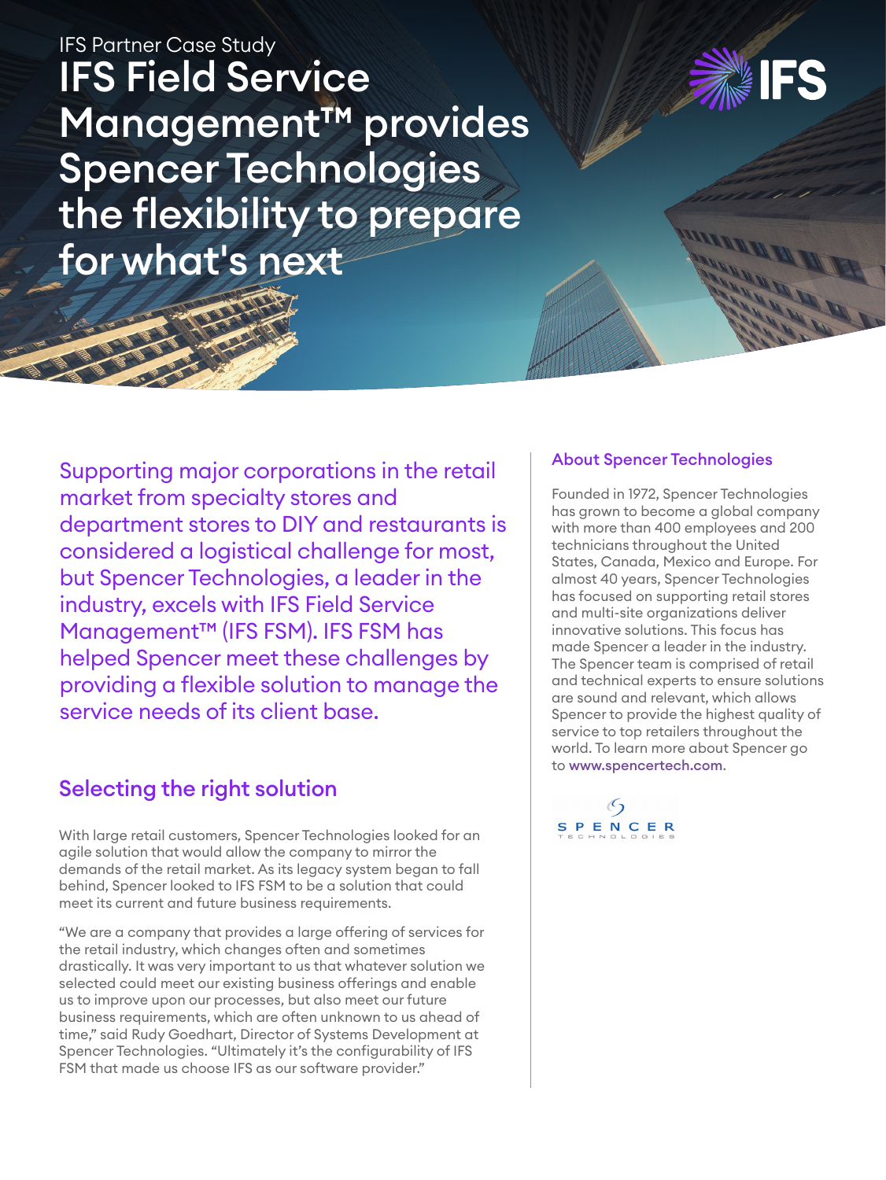IFS Partner Case Study

# IFS Field Service Management™ provides Spencer Technologies the flexibility to prepare for what's next

Supporting major corporations in the retail market from specialty stores and department stores to DIY and restaurants is considered a logistical challenge for most, but Spencer Technologies, a leader in the industry, excels with IFS Field Service Management™ (IFS FSM). IFS FSM has helped Spencer meet these challenges by providing a flexible solution to manage the service needs of its client base.

## Selecting the right solution

With large retail customers, Spencer Technologies looked for an agile solution that would allow the company to mirror the demands of the retail market. As its legacy system began to fall behind, Spencer looked to IFS FSM to be a solution that could meet its current and future business requirements.

"We are a company that provides a large offering of services for the retail industry, which changes often and sometimes drastically. It was very important to us that whatever solution we selected could meet our existing business offerings and enable us to improve upon our processes, but also meet our future business requirements, which are often unknown to us ahead of time," said Rudy Goedhart, Director of Systems Development at Spencer Technologies. "Ultimately it's the configurability of IFS FSM that made us choose IFS as our software provider."

## About Spencer Technologies

Founded in 1972, Spencer Technologies has grown to become a global company with more than 400 employees and 200 technicians throughout the United States, Canada, Mexico and Europe. For almost 40 years, Spencer Technologies has focused on supporting retail stores and multi-site organizations deliver innovative solutions. This focus has made Spencer a leader in the industry. The Spencer team is comprised of retail and technical experts to ensure solutions are sound and relevant, which allows Spencer to provide the highest quality of service to top retailers throughout the world. To learn more about Spencer go to www.spencertech.com.

SPENCER TECHNOLOGIES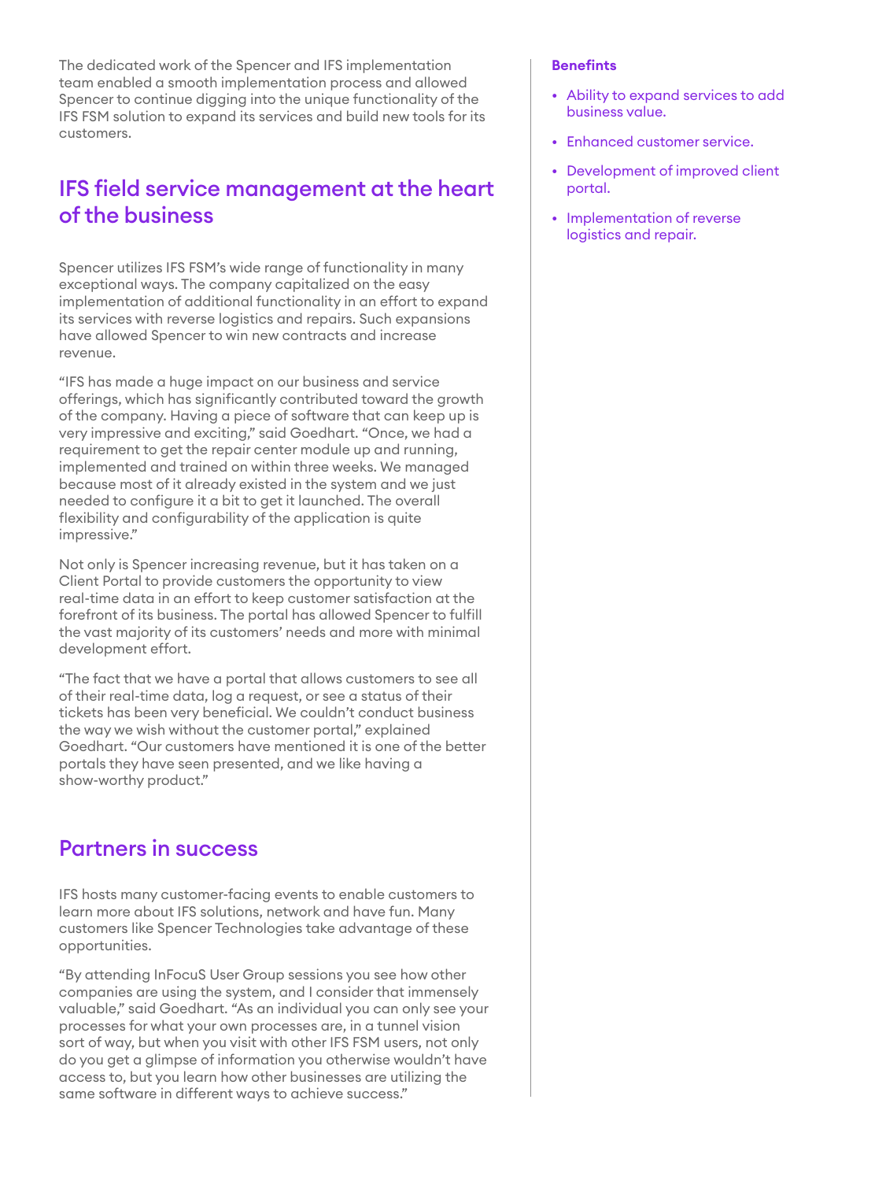The dedicated work of the Spencer and IFS implementation team enabled a smooth implementation process and allowed Spencer to continue digging into the unique functionality of the IFS FSM solution to expand its services and build new tools for its customers.

## IFS field service management at the heart of the business

Spencer utilizes IFS FSM's wide range of functionality in many exceptional ways. The company capitalized on the easy implementation of additional functionality in an effort to expand its services with reverse logistics and repairs. Such expansions have allowed Spencer to win new contracts and increase revenue.

"IFS has made a huge impact on our business and service offerings, which has significantly contributed toward the growth of the company. Having a piece of software that can keep up is very impressive and exciting," said Goedhart. "Once, we had a requirement to get the repair center module up and running, implemented and trained on within three weeks. We managed because most of it already existed in the system and we just needed to configure it a bit to get it launched. The overall flexibility and configurability of the application is quite impressive."

Not only is Spencer increasing revenue, but it has taken on a Client Portal to provide customers the opportunity to view real-time data in an effort to keep customer satisfaction at the forefront of its business. The portal has allowed Spencer to fulfill the vast majority of its customers' needs and more with minimal development effort.

"The fact that we have a portal that allows customers to see all of their real-time data, log a request, or see a status of their tickets has been very beneficial. We couldn't conduct business the way we wish without the customer portal," explained Goedhart. "Our customers have mentioned it is one of the better portals they have seen presented, and we like having a show-worthy product."

## Partners in success

IFS hosts many customer-facing events to enable customers to learn more about IFS solutions, network and have fun. Many customers like Spencer Technologies take advantage of these opportunities.

"By attending InFocuS User Group sessions you see how other companies are using the system, and I consider that immensely valuable," said Goedhart. "As an individual you can only see your processes for what your own processes are, in a tunnel vision sort of way, but when you visit with other IFS FSM users, not only do you get a glimpse of information you otherwise wouldn't have access to, but you learn how other businesses are utilizing the same software in different ways to achieve success."

**Benefints**

- Ability to expand services to add business value.
- Enhanced customer service.
- Development of improved client portal.
- Implementation of reverse logistics and repair.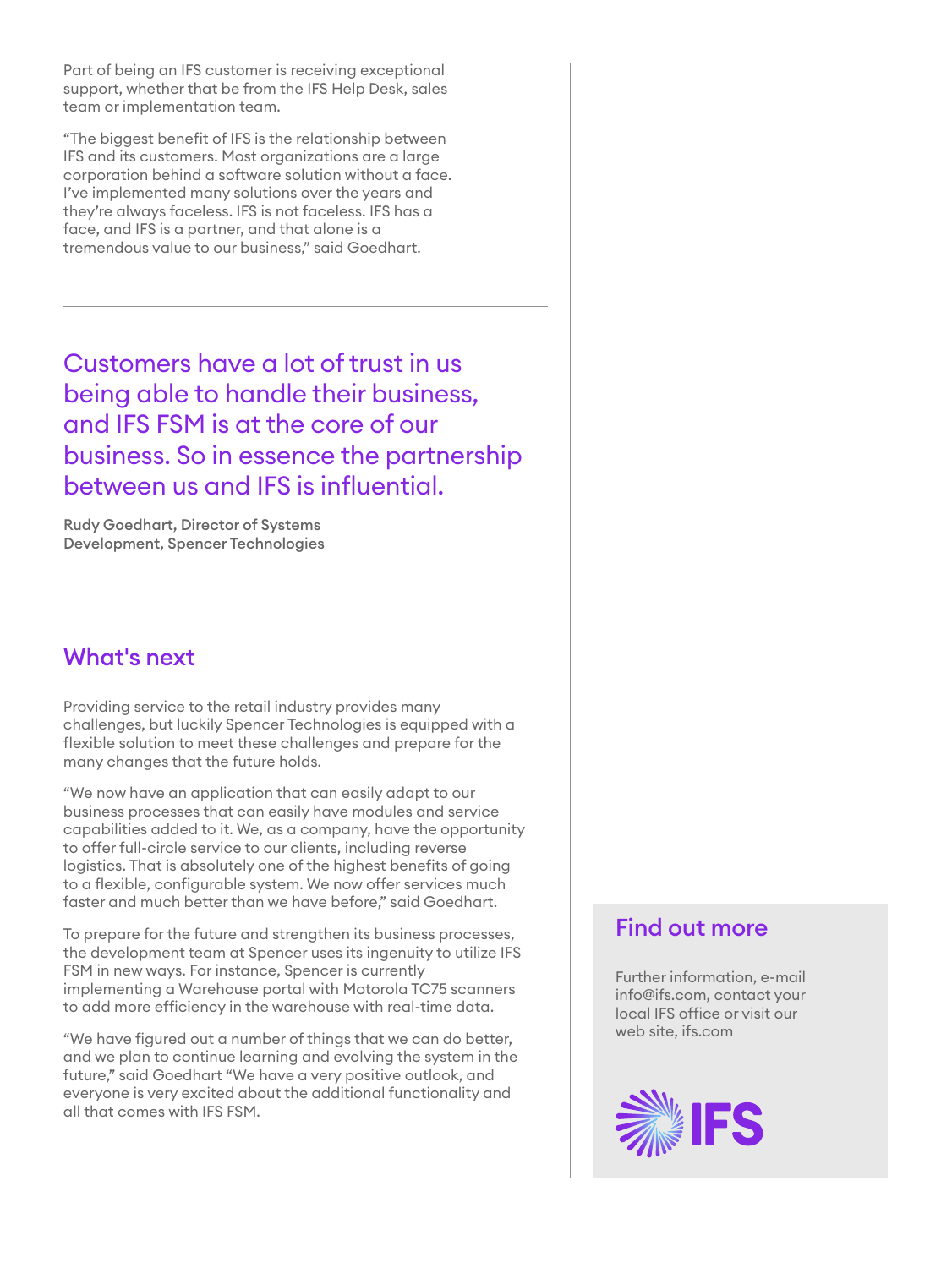Part of being an IFS customer is receiving exceptional support, whether that be from the IFS Help Desk, sales team or implementation team.

"The biggest benefit of IFS is the relationship between IFS and its customers. Most organizations are a large corporation behind a software solution without a face. I've implemented many solutions over the years and they're always faceless. IFS is not faceless. IFS has a face, and IFS is a partner, and that alone is a tremendous value to our business," said Goedhart.

---

> Customers have a lot of trust in us being able to handle their business, and IFS FSM is at the core of our business. So in essence the partnership between us and IFS is influential.

**Rudy Goedhart, Director of Systems Development, Spencer Technologies**

---

## What's next

Providing service to the retail industry provides many challenges, but luckily Spencer Technologies is equipped with a flexible solution to meet these challenges and prepare for the many changes that the future holds.

"We now have an application that can easily adapt to our business processes that can easily have modules and service capabilities added to it. We, as a company, have the opportunity to offer full-circle service to our clients, including reverse logistics. That is absolutely one of the highest benefits of going to a flexible, configurable system. We now offer services much faster and much better than we have before," said Goedhart.

To prepare for the future and strengthen its business processes, the development team at Spencer uses its ingenuity to utilize IFS FSM in new ways. For instance, Spencer is currently implementing a Warehouse portal with Motorola TC75 scanners to add more efficiency in the warehouse with real-time data.

"We have figured out a number of things that we can do better, and we plan to continue learning and evolving the system in the future," said Goedhart "We have a very positive outlook, and everyone is very excited about the additional functionality and all that comes with IFS FSM.

## Find out more

Further information, e-mail info@ifs.com, contact your local IFS office or visit our web site, ifs.com

IFS